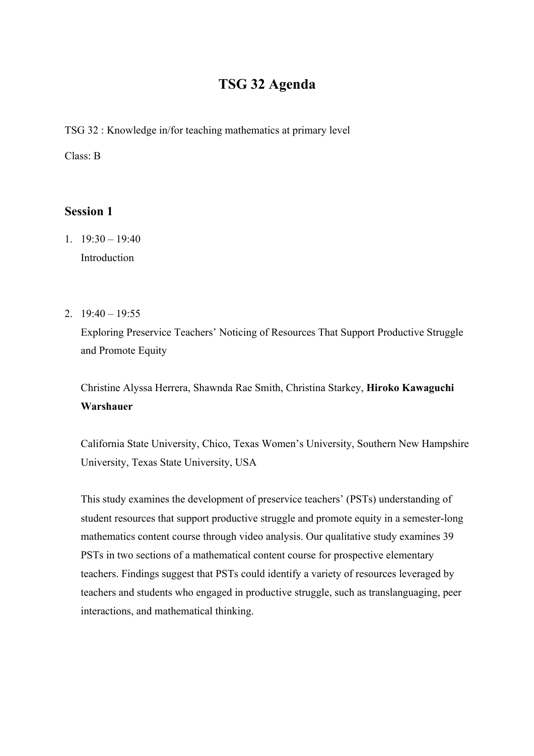# TSG 32 Agenda

TSG 32 : Knowledge in/for teaching mathematics at primary level

Class: B

## Session 1

1. 19:30 – 19:40
   Introduction

2. 19:40 – 19:55
   Exploring Preservice Teachers' Noticing of Resources That Support Productive Struggle and Promote Equity

   Christine Alyssa Herrera, Shawnda Rae Smith, Christina Starkey, **Hiroko Kawaguchi Warshauer**

   California State University, Chico, Texas Women's University, Southern New Hampshire University, Texas State University, USA

   This study examines the development of preservice teachers' (PSTs) understanding of student resources that support productive struggle and promote equity in a semester-long mathematics content course through video analysis. Our qualitative study examines 39 PSTs in two sections of a mathematical content course for prospective elementary teachers. Findings suggest that PSTs could identify a variety of resources leveraged by teachers and students who engaged in productive struggle, such as translanguaging, peer interactions, and mathematical thinking.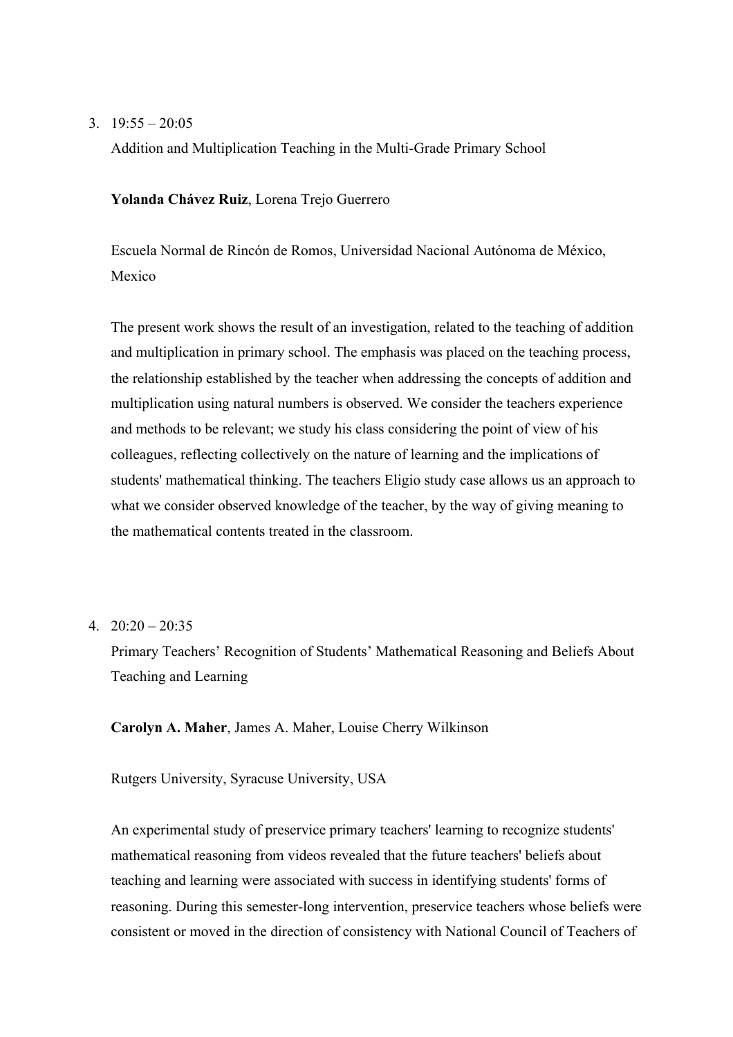3. 19:55 – 20:05

   Addition and Multiplication Teaching in the Multi-Grade Primary School

   **Yolanda Chávez Ruiz**, Lorena Trejo Guerrero

   Escuela Normal de Rincón de Romos, Universidad Nacional Autónoma de México, Mexico

   The present work shows the result of an investigation, related to the teaching of addition and multiplication in primary school. The emphasis was placed on the teaching process, the relationship established by the teacher when addressing the concepts of addition and multiplication using natural numbers is observed. We consider the teachers experience and methods to be relevant; we study his class considering the point of view of his colleagues, reflecting collectively on the nature of learning and the implications of students' mathematical thinking. The teachers Eligio study case allows us an approach to what we consider observed knowledge of the teacher, by the way of giving meaning to the mathematical contents treated in the classroom.

4. 20:20 – 20:35

   Primary Teachers' Recognition of Students' Mathematical Reasoning and Beliefs About Teaching and Learning

   **Carolyn A. Maher**, James A. Maher, Louise Cherry Wilkinson

   Rutgers University, Syracuse University, USA

   An experimental study of preservice primary teachers' learning to recognize students' mathematical reasoning from videos revealed that the future teachers' beliefs about teaching and learning were associated with success in identifying students' forms of reasoning. During this semester-long intervention, preservice teachers whose beliefs were consistent or moved in the direction of consistency with National Council of Teachers of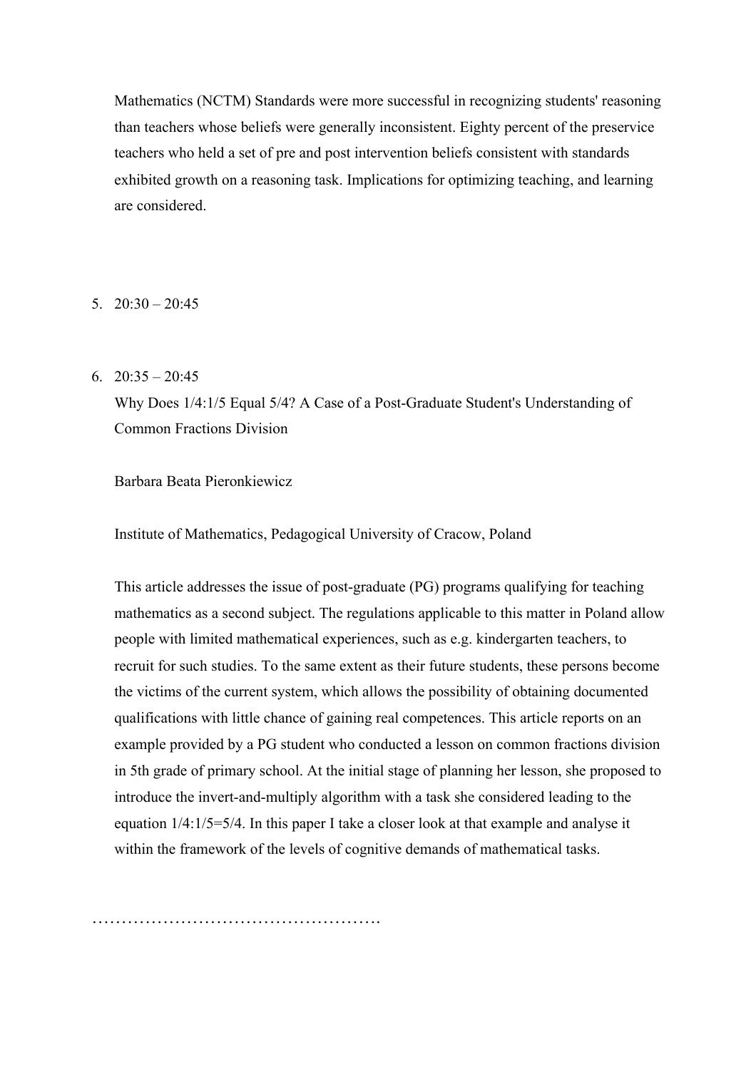Mathematics (NCTM) Standards were more successful in recognizing students' reasoning than teachers whose beliefs were generally inconsistent. Eighty percent of the preservice teachers who held a set of pre and post intervention beliefs consistent with standards exhibited growth on a reasoning task. Implications for optimizing teaching, and learning are considered.

5. 20:30 – 20:45

6. 20:35 – 20:45

   Why Does 1/4:1/5 Equal 5/4? A Case of a Post-Graduate Student's Understanding of Common Fractions Division

   Barbara Beata Pieronkiewicz

   Institute of Mathematics, Pedagogical University of Cracow, Poland

   This article addresses the issue of post-graduate (PG) programs qualifying for teaching mathematics as a second subject. The regulations applicable to this matter in Poland allow people with limited mathematical experiences, such as e.g. kindergarten teachers, to recruit for such studies. To the same extent as their future students, these persons become the victims of the current system, which allows the possibility of obtaining documented qualifications with little chance of gaining real competences. This article reports on an example provided by a PG student who conducted a lesson on common fractions division in 5th grade of primary school. At the initial stage of planning her lesson, she proposed to introduce the invert-and-multiply algorithm with a task she considered leading to the equation 1/4:1/5=5/4. In this paper I take a closer look at that example and analyse it within the framework of the levels of cognitive demands of mathematical tasks.

…………………………………………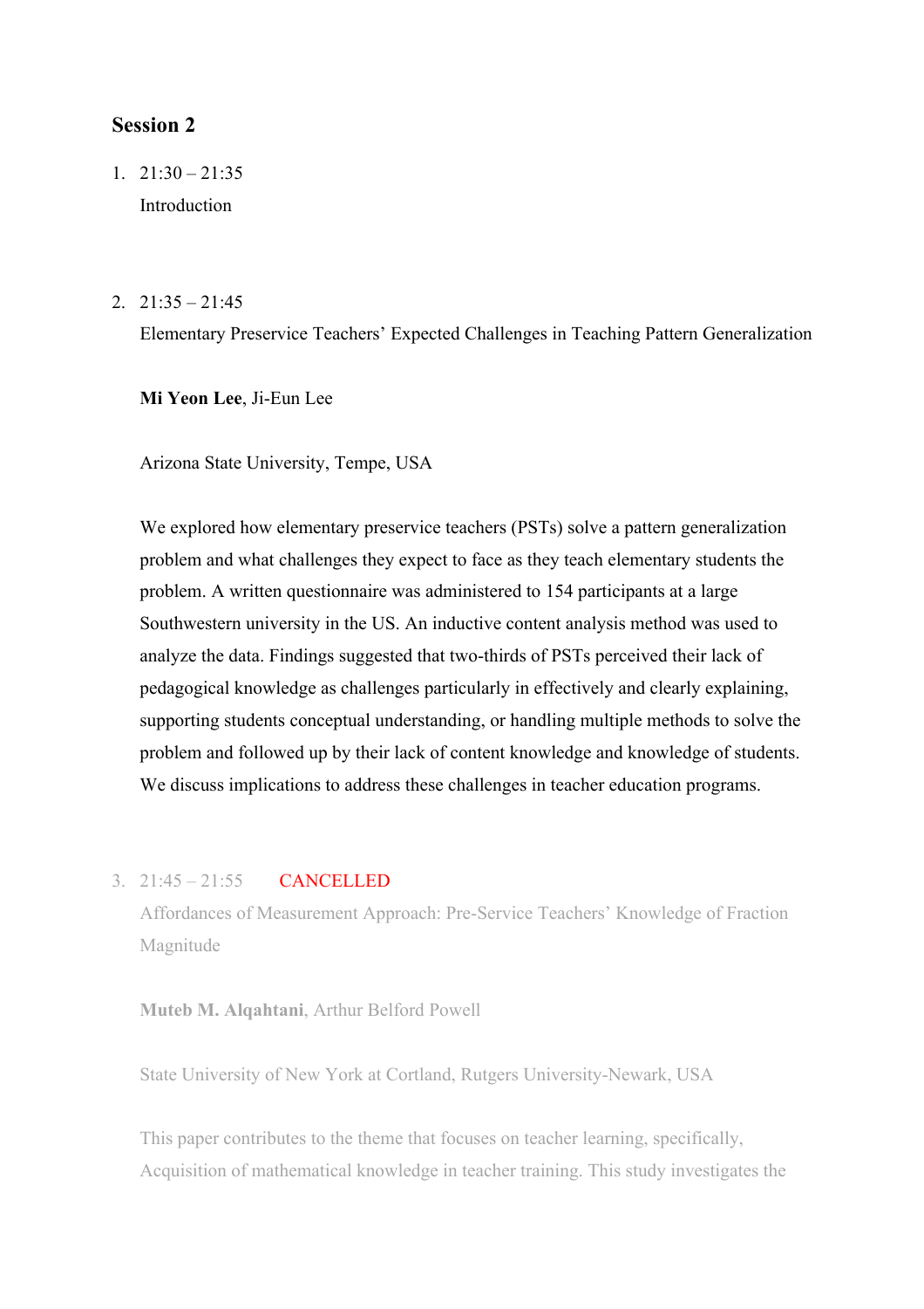## Session 2

1. 21:30 – 21:35

   Introduction

2. 21:35 – 21:45

   Elementary Preservice Teachers' Expected Challenges in Teaching Pattern Generalization

   **Mi Yeon Lee**, Ji-Eun Lee

   Arizona State University, Tempe, USA

   We explored how elementary preservice teachers (PSTs) solve a pattern generalization problem and what challenges they expect to face as they teach elementary students the problem. A written questionnaire was administered to 154 participants at a large Southwestern university in the US. An inductive content analysis method was used to analyze the data. Findings suggested that two-thirds of PSTs perceived their lack of pedagogical knowledge as challenges particularly in effectively and clearly explaining, supporting students conceptual understanding, or handling multiple methods to solve the problem and followed up by their lack of content knowledge and knowledge of students. We discuss implications to address these challenges in teacher education programs.

3. 21:45 – 21:55 CANCELLED

   Affordances of Measurement Approach: Pre-Service Teachers' Knowledge of Fraction Magnitude

   **Muteb M. Alqahtani**, Arthur Belford Powell

   State University of New York at Cortland, Rutgers University-Newark, USA

   This paper contributes to the theme that focuses on teacher learning, specifically, Acquisition of mathematical knowledge in teacher training. This study investigates the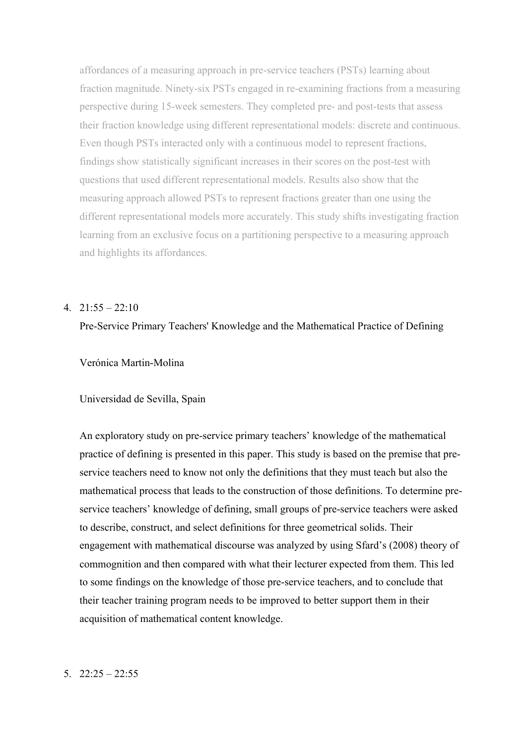affordances of a measuring approach in pre-service teachers (PSTs) learning about fraction magnitude. Ninety-six PSTs engaged in re-examining fractions from a measuring perspective during 15-week semesters. They completed pre- and post-tests that assess their fraction knowledge using different representational models: discrete and continuous. Even though PSTs interacted only with a continuous model to represent fractions, findings show statistically significant increases in their scores on the post-test with questions that used different representational models. Results also show that the measuring approach allowed PSTs to represent fractions greater than one using the different representational models more accurately. This study shifts investigating fraction learning from an exclusive focus on a partitioning perspective to a measuring approach and highlights its affordances.

4. 21:55 – 22:10

   Pre-Service Primary Teachers' Knowledge and the Mathematical Practice of Defining

   Verónica Martin-Molina

   Universidad de Sevilla, Spain

   An exploratory study on pre-service primary teachers' knowledge of the mathematical practice of defining is presented in this paper. This study is based on the premise that pre-service teachers need to know not only the definitions that they must teach but also the mathematical process that leads to the construction of those definitions. To determine pre-service teachers' knowledge of defining, small groups of pre-service teachers were asked to describe, construct, and select definitions for three geometrical solids. Their engagement with mathematical discourse was analyzed by using Sfard's (2008) theory of commognition and then compared with what their lecturer expected from them. This led to some findings on the knowledge of those pre-service teachers, and to conclude that their teacher training program needs to be improved to better support them in their acquisition of mathematical content knowledge.

5. 22:25 – 22:55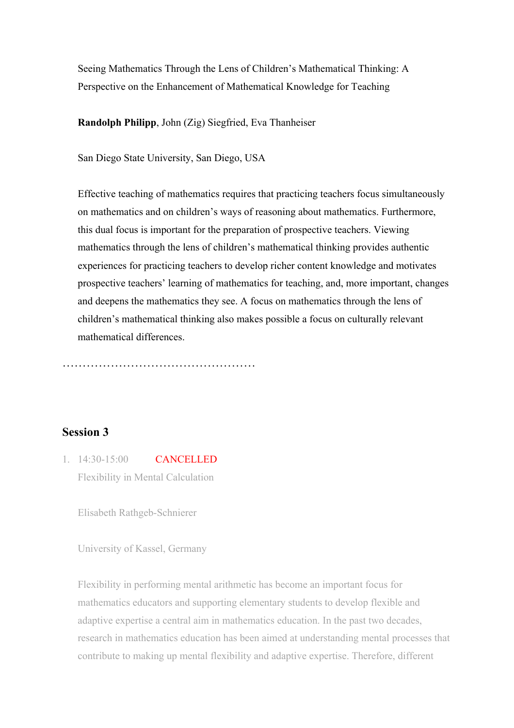Seeing Mathematics Through the Lens of Children's Mathematical Thinking: A Perspective on the Enhancement of Mathematical Knowledge for Teaching

**Randolph Philipp**, John (Zig) Siegfried, Eva Thanheiser

San Diego State University, San Diego, USA

Effective teaching of mathematics requires that practicing teachers focus simultaneously on mathematics and on children's ways of reasoning about mathematics. Furthermore, this dual focus is important for the preparation of prospective teachers. Viewing mathematics through the lens of children's mathematical thinking provides authentic experiences for practicing teachers to develop richer content knowledge and motivates prospective teachers' learning of mathematics for teaching, and, more important, changes and deepens the mathematics they see. A focus on mathematics through the lens of children's mathematical thinking also makes possible a focus on culturally relevant mathematical differences.

…………………………………………

## Session 3

1. 14:30-15:00 CANCELLED

   Flexibility in Mental Calculation

   Elisabeth Rathgeb-Schnierer

   University of Kassel, Germany

   Flexibility in performing mental arithmetic has become an important focus for mathematics educators and supporting elementary students to develop flexible and adaptive expertise a central aim in mathematics education. In the past two decades, research in mathematics education has been aimed at understanding mental processes that contribute to making up mental flexibility and adaptive expertise. Therefore, different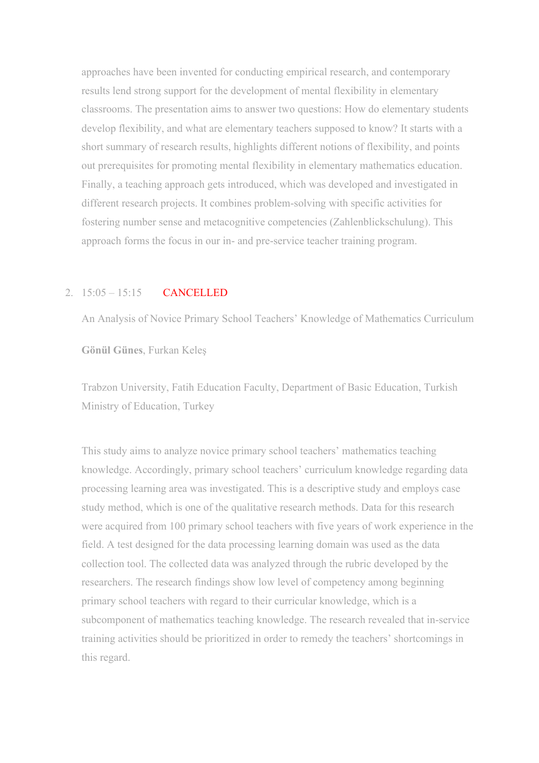approaches have been invented for conducting empirical research, and contemporary results lend strong support for the development of mental flexibility in elementary classrooms. The presentation aims to answer two questions: How do elementary students develop flexibility, and what are elementary teachers supposed to know? It starts with a short summary of research results, highlights different notions of flexibility, and points out prerequisites for promoting mental flexibility in elementary mathematics education. Finally, a teaching approach gets introduced, which was developed and investigated in different research projects. It combines problem-solving with specific activities for fostering number sense and metacognitive competencies (Zahlenblickschulung). This approach forms the focus in our in- and pre-service teacher training program.

2. 15:05 – 15:15 CANCELLED

An Analysis of Novice Primary School Teachers' Knowledge of Mathematics Curriculum

**Gönül Günes**, Furkan Keleş

Trabzon University, Fatih Education Faculty, Department of Basic Education, Turkish Ministry of Education, Turkey

This study aims to analyze novice primary school teachers' mathematics teaching knowledge. Accordingly, primary school teachers' curriculum knowledge regarding data processing learning area was investigated. This is a descriptive study and employs case study method, which is one of the qualitative research methods. Data for this research were acquired from 100 primary school teachers with five years of work experience in the field. A test designed for the data processing learning domain was used as the data collection tool. The collected data was analyzed through the rubric developed by the researchers. The research findings show low level of competency among beginning primary school teachers with regard to their curricular knowledge, which is a subcomponent of mathematics teaching knowledge. The research revealed that in-service training activities should be prioritized in order to remedy the teachers' shortcomings in this regard.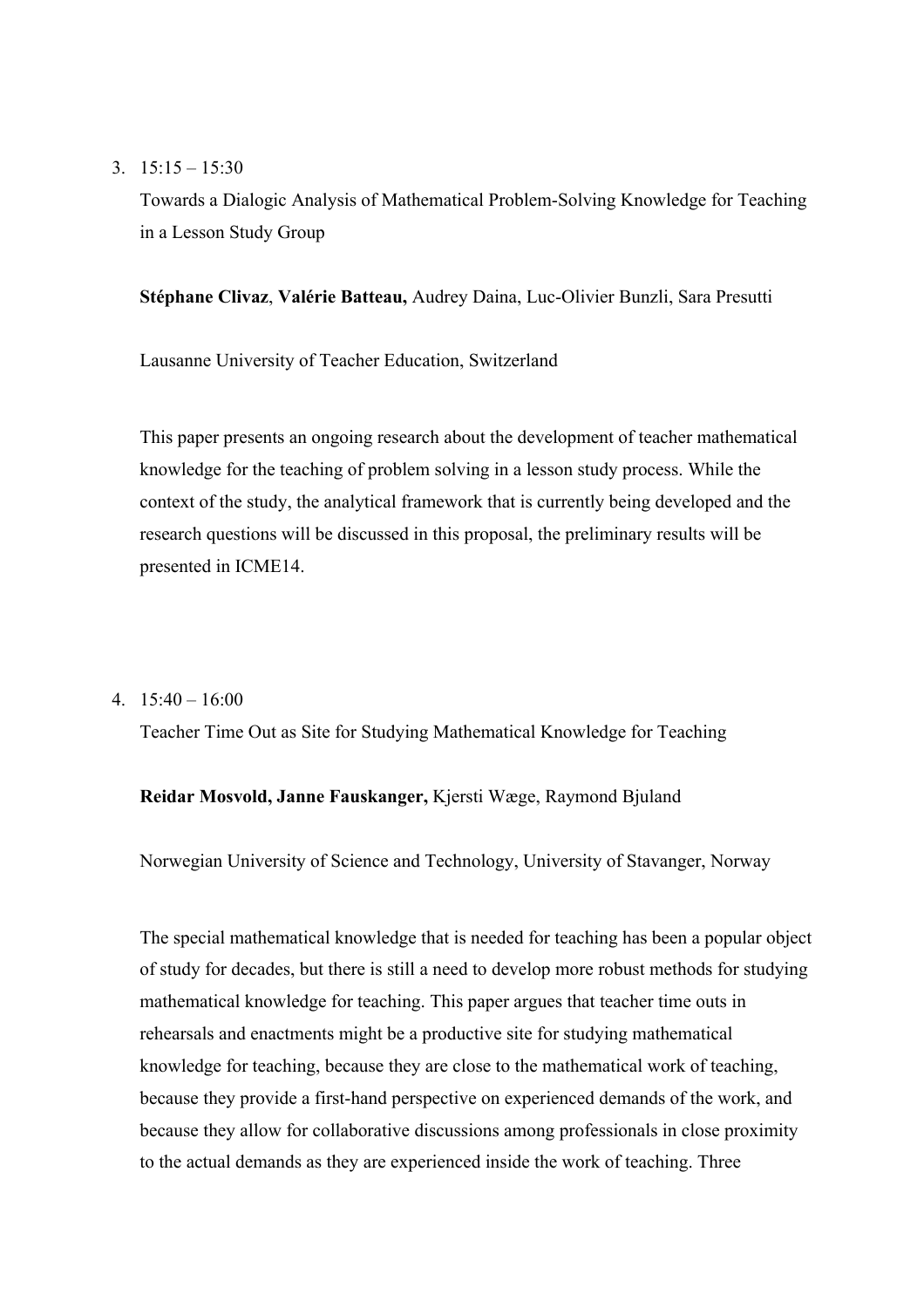3. 15:15 – 15:30

   Towards a Dialogic Analysis of Mathematical Problem-Solving Knowledge for Teaching in a Lesson Study Group

   **Stéphane Clivaz**, **Valérie Batteau,** Audrey Daina, Luc-Olivier Bunzli, Sara Presutti

   Lausanne University of Teacher Education, Switzerland

   This paper presents an ongoing research about the development of teacher mathematical knowledge for the teaching of problem solving in a lesson study process. While the context of the study, the analytical framework that is currently being developed and the research questions will be discussed in this proposal, the preliminary results will be presented in ICME14.

4. 15:40 – 16:00

   Teacher Time Out as Site for Studying Mathematical Knowledge for Teaching

   **Reidar Mosvold, Janne Fauskanger,** Kjersti Wæge, Raymond Bjuland

   Norwegian University of Science and Technology, University of Stavanger, Norway

   The special mathematical knowledge that is needed for teaching has been a popular object of study for decades, but there is still a need to develop more robust methods for studying mathematical knowledge for teaching. This paper argues that teacher time outs in rehearsals and enactments might be a productive site for studying mathematical knowledge for teaching, because they are close to the mathematical work of teaching, because they provide a first-hand perspective on experienced demands of the work, and because they allow for collaborative discussions among professionals in close proximity to the actual demands as they are experienced inside the work of teaching. Three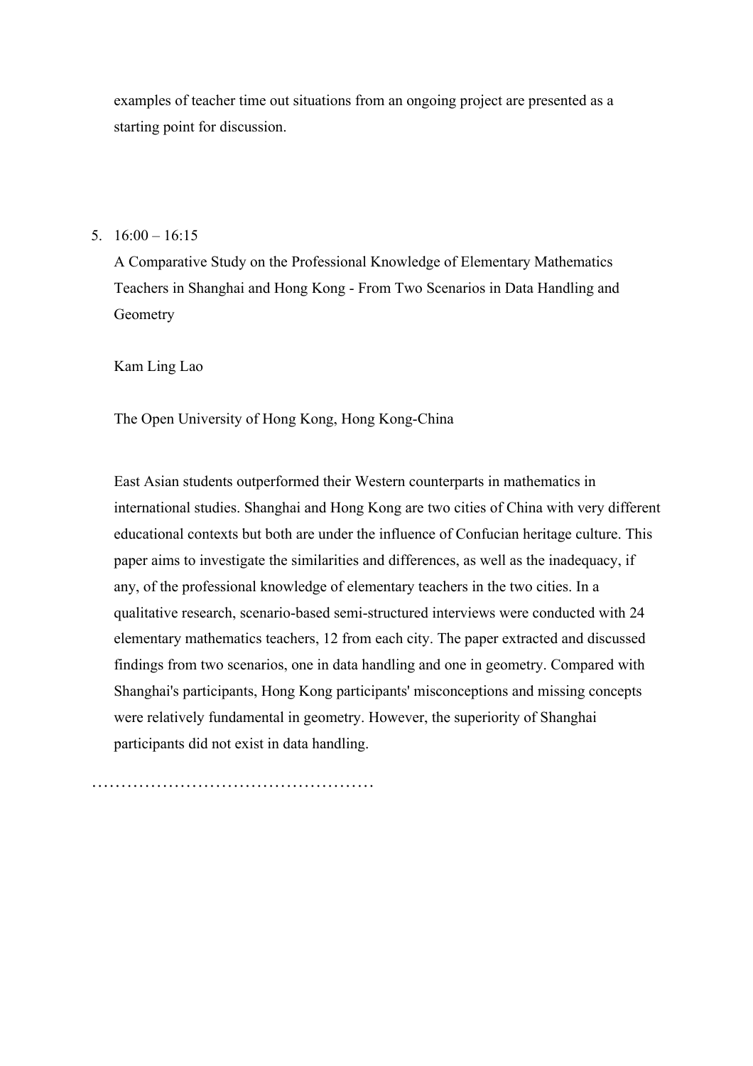examples of teacher time out situations from an ongoing project are presented as a starting point for discussion.

5. 16:00 – 16:15

   A Comparative Study on the Professional Knowledge of Elementary Mathematics Teachers in Shanghai and Hong Kong - From Two Scenarios in Data Handling and Geometry

   Kam Ling Lao

   The Open University of Hong Kong, Hong Kong-China

   East Asian students outperformed their Western counterparts in mathematics in international studies. Shanghai and Hong Kong are two cities of China with very different educational contexts but both are under the influence of Confucian heritage culture. This paper aims to investigate the similarities and differences, as well as the inadequacy, if any, of the professional knowledge of elementary teachers in the two cities. In a qualitative research, scenario-based semi-structured interviews were conducted with 24 elementary mathematics teachers, 12 from each city. The paper extracted and discussed findings from two scenarios, one in data handling and one in geometry. Compared with Shanghai's participants, Hong Kong participants' misconceptions and missing concepts were relatively fundamental in geometry. However, the superiority of Shanghai participants did not exist in data handling.

…………………………………………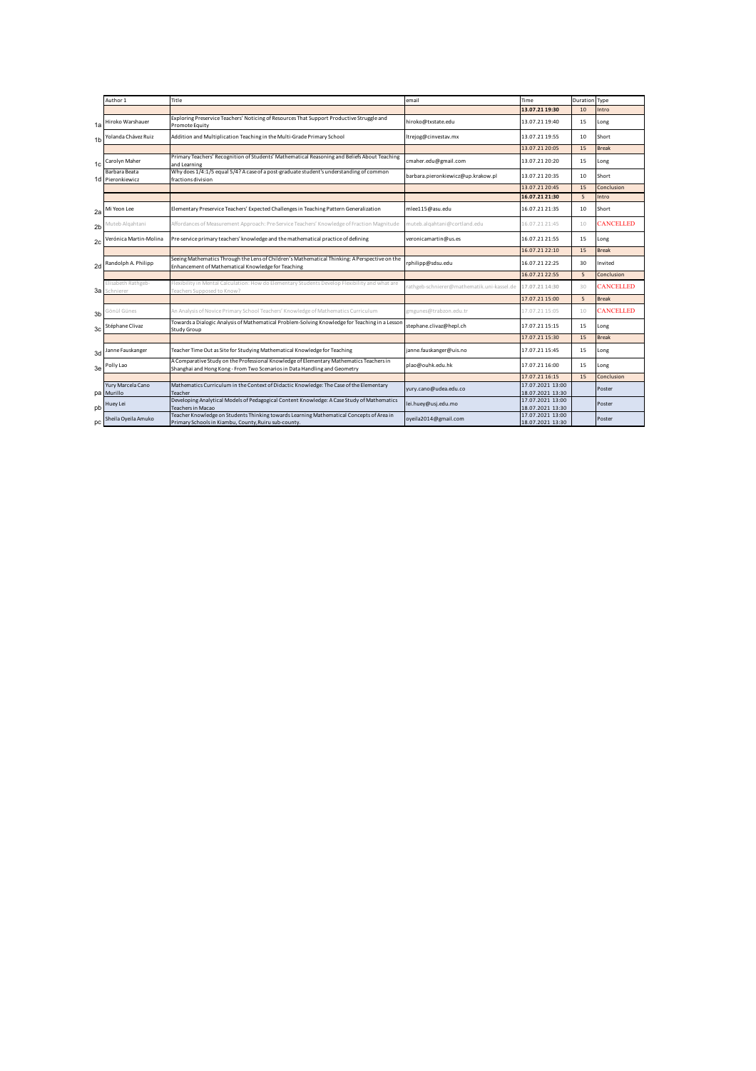| | Author 1 | Title | email | Time | Duration | Type |
|---|---|---|---|---|---|---|
| | | | | 13.07.21 19:30 | 10 | Intro |
| 1a | Hiroko Warshauer | Exploring Preservice Teachers' Noticing of Resources That Support Productive Struggle and Promote Equity | hiroko@txstate.edu | 13.07.21 19:40 | 15 | Long |
| 1b | Yolanda Chávez Ruiz | Addition and Multiplication Teaching in the Multi-Grade Primary School | ltrejog@cinvestav.mx | 13.07.21 19:55 | 10 | Short |
| | | | | 13.07.21 20:05 | 15 | Break |
| 1c | Carolyn Maher | Primary Teachers' Recognition of Students' Mathematical Reasoning and Beliefs About Teaching and Learning | cmaher.edu@gmail.com | 13.07.21 20:20 | 15 | Long |
| 1d | Barbara Beata Pieronkiewicz | Why does 1/4:1/5 equal 5/4? A case of a post-graduate student's understanding of common fractions division | barbara.pieronkiewicz@up.krakow.pl | 13.07.21 20:35 | 10 | Short |
| | | | | 13.07.21 20:45 | 15 | Conclusion |
| | | | | 16.07.21 21:30 | 5 | Intro |
| 2a | Mi Yeon Lee | Elementary Preservice Teachers' Expected Challenges in Teaching Pattern Generalization | mlee115@asu.edu | 16.07.21 21:35 | 10 | Short |
| 2b | Muteb Alqahtani | Affordances of Measurement Approach: Pre-Service Teachers' Knowledge of Fraction Magnitude | muteb.alqahtani@cortland.edu | 16.07.21 21:45 | 10 | CANCELLED |
| 2c | Verónica Martín-Molina | Pre-service primary teachers' knowledge and the mathematical practice of defining | veronicamartin@us.es | 16.07.21 21:55 | 15 | Long |
| | | | | 16.07.21 22:10 | 15 | Break |
| 2d | Randolph A. Philipp | Seeing Mathematics Through the Lens of Children's Mathematical Thinking: A Perspective on the Enhancement of Mathematical Knowledge for Teaching | rphilipp@sdsu.edu | 16.07.21 22:25 | 30 | Invited |
| | | | | 16.07.21 22:55 | 5 | Conclusion |
| 3a | Elisabeth Rathgeb-Schnierer | Flexibility in Mental Calculation: How do Elementary Students Develop Flexibility and what are Teachers Supposed to Know? | rathgeb-schnierer@mathematik.uni-kassel.de | 17.07.21 14:30 | 30 | CANCELLED |
| | | | | 17.07.21 15:00 | 5 | Break |
| 3b | Gönül Günes | An Analysis of Novice Primary School Teachers' Knowledge of Mathematics Curriculum | gmgunes@trabzon.edu.tr | 17.07.21 15:05 | 10 | CANCELLED |
| 3c | Stéphane Clivaz | Towards a Dialogic Analysis of Mathematical Problem-Solving Knowledge for Teaching in a Lesson Study Group | stephane.clivaz@hepl.ch | 17.07.21 15:15 | 15 | Long |
| | | | | 17.07.21 15:30 | 15 | Break |
| 3d | Janne Fauskanger | Teacher Time Out as Site for Studying Mathematical Knowledge for Teaching | janne.fauskanger@uis.no | 17.07.21 15:45 | 15 | Long |
| 3e | Polly Lao | A Comparative Study on the Professional Knowledge of Elementary Mathematics Teachers in Shanghai and Hong Kong - From Two Scenarios in Data Handling and Geometry | plao@ouhk.edu.hk | 17.07.21 16:00 | 15 | Long |
| | | | | 17.07.21 16:15 | 15 | Conclusion |
| pa | Yury Marcela Cano Murillo | Mathematics Curriculum in the Context of Didactic Knowledge: The Case of the Elementary Teacher | yury.cano@udea.edu.co | 17.07.2021 13:00 18.07.2021 13:30 | | Poster |
| pb | Huey Lei | Developing Analytical Models of Pedagogical Content Knowledge: A Case Study of Mathematics Teachers in Macao | lei.huey@usj.edu.mo | 17.07.2021 13:00 18.07.2021 13:30 | | Poster |
| pc | Sheila Oyeila Amuko | Teacher Knowledge on Students Thinking towards Learning Mathematical Concepts of Area in Primary Schools in Kiambu, County,Ruiru sub-county. | oyeila2014@gmail.com | 17.07.2021 13:00 18.07.2021 13:30 | | Poster |